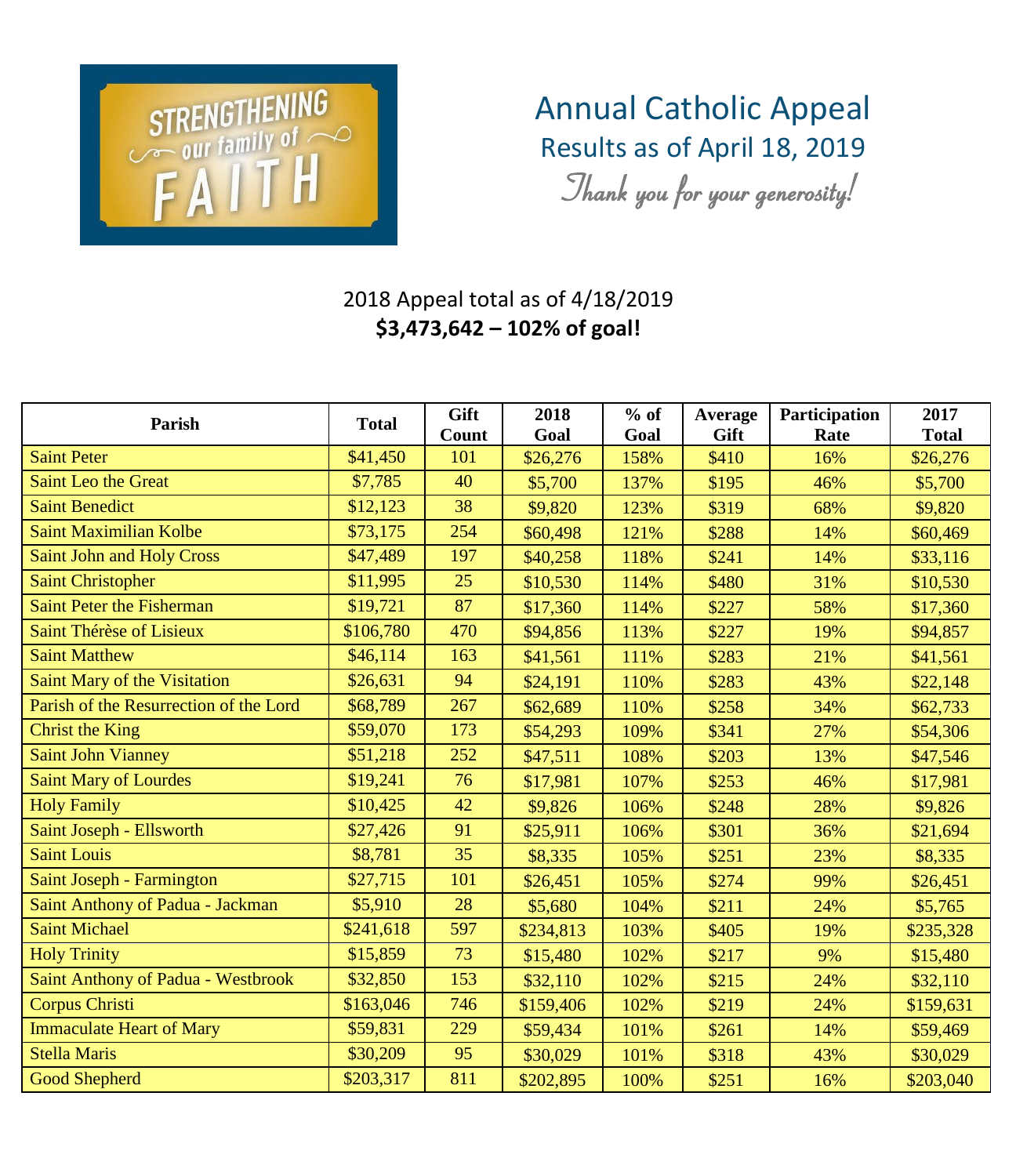# Annual Catholic Appeal

## Results as of April 18, 2019

*Thank you for your generosity!*

2018 Appeal total as of 4/18/2019

**$3,473,642 – 102% of goal!**

| Parish | Total | Gift Count | 2018 Goal | % of Goal | Average Gift | Participation Rate | 2017 Total |
|---|---|---|---|---|---|---|---|
| Saint Peter | $41,450 | 101 | $26,276 | 158% | $410 | 16% | $26,276 |
| Saint Leo the Great | $7,785 | 40 | $5,700 | 137% | $195 | 46% | $5,700 |
| Saint Benedict | $12,123 | 38 | $9,820 | 123% | $319 | 68% | $9,820 |
| Saint Maximilian Kolbe | $73,175 | 254 | $60,498 | 121% | $288 | 14% | $60,469 |
| Saint John and Holy Cross | $47,489 | 197 | $40,258 | 118% | $241 | 14% | $33,116 |
| Saint Christopher | $11,995 | 25 | $10,530 | 114% | $480 | 31% | $10,530 |
| Saint Peter the Fisherman | $19,721 | 87 | $17,360 | 114% | $227 | 58% | $17,360 |
| Saint Thérèse of Lisieux | $106,780 | 470 | $94,856 | 113% | $227 | 19% | $94,857 |
| Saint Matthew | $46,114 | 163 | $41,561 | 111% | $283 | 21% | $41,561 |
| Saint Mary of the Visitation | $26,631 | 94 | $24,191 | 110% | $283 | 43% | $22,148 |
| Parish of the Resurrection of the Lord | $68,789 | 267 | $62,689 | 110% | $258 | 34% | $62,733 |
| Christ the King | $59,070 | 173 | $54,293 | 109% | $341 | 27% | $54,306 |
| Saint John Vianney | $51,218 | 252 | $47,511 | 108% | $203 | 13% | $47,546 |
| Saint Mary of Lourdes | $19,241 | 76 | $17,981 | 107% | $253 | 46% | $17,981 |
| Holy Family | $10,425 | 42 | $9,826 | 106% | $248 | 28% | $9,826 |
| Saint Joseph - Ellsworth | $27,426 | 91 | $25,911 | 106% | $301 | 36% | $21,694 |
| Saint Louis | $8,781 | 35 | $8,335 | 105% | $251 | 23% | $8,335 |
| Saint Joseph - Farmington | $27,715 | 101 | $26,451 | 105% | $274 | 99% | $26,451 |
| Saint Anthony of Padua - Jackman | $5,910 | 28 | $5,680 | 104% | $211 | 24% | $5,765 |
| Saint Michael | $241,618 | 597 | $234,813 | 103% | $405 | 19% | $235,328 |
| Holy Trinity | $15,859 | 73 | $15,480 | 102% | $217 | 9% | $15,480 |
| Saint Anthony of Padua - Westbrook | $32,850 | 153 | $32,110 | 102% | $215 | 24% | $32,110 |
| Corpus Christi | $163,046 | 746 | $159,406 | 102% | $219 | 24% | $159,631 |
| Immaculate Heart of Mary | $59,831 | 229 | $59,434 | 101% | $261 | 14% | $59,469 |
| Stella Maris | $30,209 | 95 | $30,029 | 101% | $318 | 43% | $30,029 |
| Good Shepherd | $203,317 | 811 | $202,895 | 100% | $251 | 16% | $203,040 |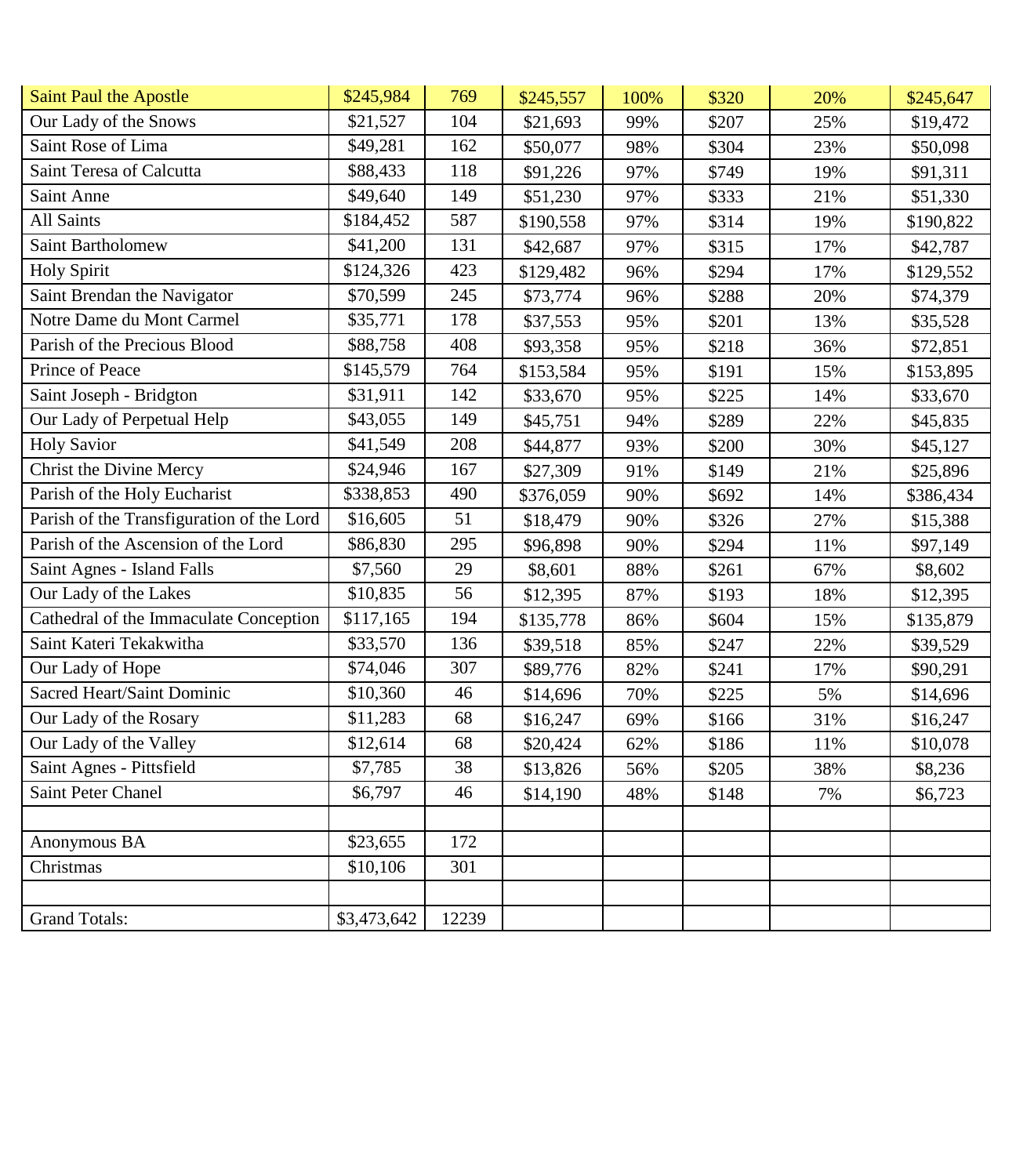| | | | | | | | |
|---|---|---|---|---|---|---|---|
| Saint Paul the Apostle | $245,984 | 769 | $245,557 | 100% | $320 | 20% | $245,647 |
| Our Lady of the Snows | $21,527 | 104 | $21,693 | 99% | $207 | 25% | $19,472 |
| Saint Rose of Lima | $49,281 | 162 | $50,077 | 98% | $304 | 23% | $50,098 |
| Saint Teresa of Calcutta | $88,433 | 118 | $91,226 | 97% | $749 | 19% | $91,311 |
| Saint Anne | $49,640 | 149 | $51,230 | 97% | $333 | 21% | $51,330 |
| All Saints | $184,452 | 587 | $190,558 | 97% | $314 | 19% | $190,822 |
| Saint Bartholomew | $41,200 | 131 | $42,687 | 97% | $315 | 17% | $42,787 |
| Holy Spirit | $124,326 | 423 | $129,482 | 96% | $294 | 17% | $129,552 |
| Saint Brendan the Navigator | $70,599 | 245 | $73,774 | 96% | $288 | 20% | $74,379 |
| Notre Dame du Mont Carmel | $35,771 | 178 | $37,553 | 95% | $201 | 13% | $35,528 |
| Parish of the Precious Blood | $88,758 | 408 | $93,358 | 95% | $218 | 36% | $72,851 |
| Prince of Peace | $145,579 | 764 | $153,584 | 95% | $191 | 15% | $153,895 |
| Saint Joseph - Bridgton | $31,911 | 142 | $33,670 | 95% | $225 | 14% | $33,670 |
| Our Lady of Perpetual Help | $43,055 | 149 | $45,751 | 94% | $289 | 22% | $45,835 |
| Holy Savior | $41,549 | 208 | $44,877 | 93% | $200 | 30% | $45,127 |
| Christ the Divine Mercy | $24,946 | 167 | $27,309 | 91% | $149 | 21% | $25,896 |
| Parish of the Holy Eucharist | $338,853 | 490 | $376,059 | 90% | $692 | 14% | $386,434 |
| Parish of the Transfiguration of the Lord | $16,605 | 51 | $18,479 | 90% | $326 | 27% | $15,388 |
| Parish of the Ascension of the Lord | $86,830 | 295 | $96,898 | 90% | $294 | 11% | $97,149 |
| Saint Agnes - Island Falls | $7,560 | 29 | $8,601 | 88% | $261 | 67% | $8,602 |
| Our Lady of the Lakes | $10,835 | 56 | $12,395 | 87% | $193 | 18% | $12,395 |
| Cathedral of the Immaculate Conception | $117,165 | 194 | $135,778 | 86% | $604 | 15% | $135,879 |
| Saint Kateri Tekakwitha | $33,570 | 136 | $39,518 | 85% | $247 | 22% | $39,529 |
| Our Lady of Hope | $74,046 | 307 | $89,776 | 82% | $241 | 17% | $90,291 |
| Sacred Heart/Saint Dominic | $10,360 | 46 | $14,696 | 70% | $225 | 5% | $14,696 |
| Our Lady of the Rosary | $11,283 | 68 | $16,247 | 69% | $166 | 31% | $16,247 |
| Our Lady of the Valley | $12,614 | 68 | $20,424 | 62% | $186 | 11% | $10,078 |
| Saint Agnes - Pittsfield | $7,785 | 38 | $13,826 | 56% | $205 | 38% | $8,236 |
| Saint Peter Chanel | $6,797 | 46 | $14,190 | 48% | $148 | 7% | $6,723 |
| | | | | | | | |
| Anonymous BA | $23,655 | 172 | | | | | |
| Christmas | $10,106 | 301 | | | | | |
| | | | | | | | |
| Grand Totals: | $3,473,642 | 12239 | | | | | |